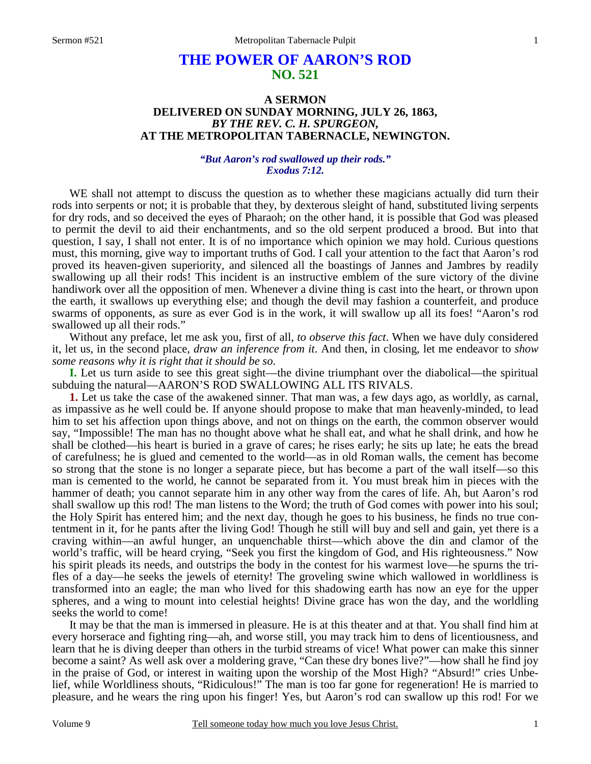# THE POWER OF AARON'S ROD
## NO. 521

### A SERMON
### DELIVERED ON SUNDAY MORNING, JULY 26, 1863,
### *BY THE REV. C. H. SPURGEON,*
### AT THE METROPOLITAN TABERNACLE, NEWINGTON.

***"But Aaron's rod swallowed up their rods." Exodus 7:12.***

WE shall not attempt to discuss the question as to whether these magicians actually did turn their rods into serpents or not; it is probable that they, by dexterous sleight of hand, substituted living serpents for dry rods, and so deceived the eyes of Pharaoh; on the other hand, it is possible that God was pleased to permit the devil to aid their enchantments, and so the old serpent produced a brood. But into that question, I say, I shall not enter. It is of no importance which opinion we may hold. Curious questions must, this morning, give way to important truths of God. I call your attention to the fact that Aaron's rod proved its heaven-given superiority, and silenced all the boastings of Jannes and Jambres by readily swallowing up all their rods! This incident is an instructive emblem of the sure victory of the divine handiwork over all the opposition of men. Whenever a divine thing is cast into the heart, or thrown upon the earth, it swallows up everything else; and though the devil may fashion a counterfeit, and produce swarms of opponents, as sure as ever God is in the work, it will swallow up all its foes! "Aaron's rod swallowed up all their rods."

Without any preface, let me ask you, first of all, *to observe this fact*. When we have duly considered it, let us, in the second place, *draw an inference from it*. And then, in closing, let me endeavor to *show some reasons why it is right that it should be so*.

**I.** Let us turn aside to see this great sight—the divine triumphant over the diabolical—the spiritual subduing the natural—AARON'S ROD SWALLOWING ALL ITS RIVALS.

**1.** Let us take the case of the awakened sinner. That man was, a few days ago, as worldly, as carnal, as impassive as he well could be. If anyone should propose to make that man heavenly-minded, to lead him to set his affection upon things above, and not on things on the earth, the common observer would say, "Impossible! The man has no thought above what he shall eat, and what he shall drink, and how he shall be clothed—his heart is buried in a grave of cares; he rises early; he sits up late; he eats the bread of carefulness; he is glued and cemented to the world—as in old Roman walls, the cement has become so strong that the stone is no longer a separate piece, but has become a part of the wall itself—so this man is cemented to the world, he cannot be separated from it. You must break him in pieces with the hammer of death; you cannot separate him in any other way from the cares of life. Ah, but Aaron's rod shall swallow up this rod! The man listens to the Word; the truth of God comes with power into his soul; the Holy Spirit has entered him; and the next day, though he goes to his business, he finds no true contentment in it, for he pants after the living God! Though he still will buy and sell and gain, yet there is a craving within—an awful hunger, an unquenchable thirst—which above the din and clamor of the world's traffic, will be heard crying, "Seek you first the kingdom of God, and His righteousness." Now his spirit pleads its needs, and outstrips the body in the contest for his warmest love—he spurns the trifles of a day—he seeks the jewels of eternity! The groveling swine which wallowed in worldliness is transformed into an eagle; the man who lived for this shadowing earth has now an eye for the upper spheres, and a wing to mount into celestial heights! Divine grace has won the day, and the worldling seeks the world to come!

It may be that the man is immersed in pleasure. He is at this theater and at that. You shall find him at every horserace and fighting ring—ah, and worse still, you may track him to dens of licentiousness, and learn that he is diving deeper than others in the turbid streams of vice! What power can make this sinner become a saint? As well ask over a moldering grave, "Can these dry bones live?"—how shall he find joy in the praise of God, or interest in waiting upon the worship of the Most High? "Absurd!" cries Unbelief, while Worldliness shouts, "Ridiculous!" The man is too far gone for regeneration! He is married to pleasure, and he wears the ring upon his finger! Yes, but Aaron's rod can swallow up this rod! For we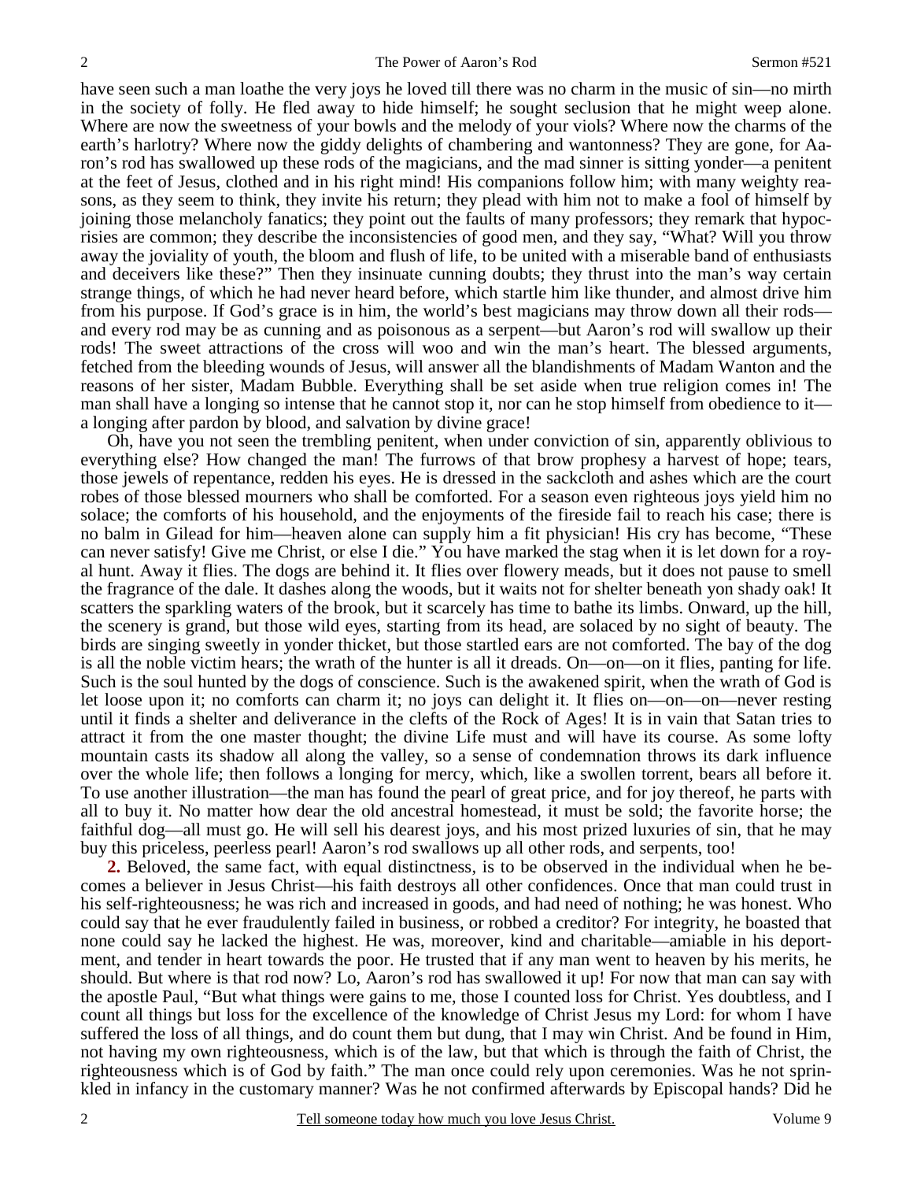have seen such a man loathe the very joys he loved till there was no charm in the music of sin—no mirth in the society of folly. He fled away to hide himself; he sought seclusion that he might weep alone. Where are now the sweetness of your bowls and the melody of your viols? Where now the charms of the earth's harlotry? Where now the giddy delights of chambering and wantonness? They are gone, for Aaron's rod has swallowed up these rods of the magicians, and the mad sinner is sitting yonder—a penitent at the feet of Jesus, clothed and in his right mind! His companions follow him; with many weighty reasons, as they seem to think, they invite his return; they plead with him not to make a fool of himself by joining those melancholy fanatics; they point out the faults of many professors; they remark that hypocrisies are common; they describe the inconsistencies of good men, and they say, "What? Will you throw away the joviality of youth, the bloom and flush of life, to be united with a miserable band of enthusiasts and deceivers like these?" Then they insinuate cunning doubts; they thrust into the man's way certain strange things, of which he had never heard before, which startle him like thunder, and almost drive him from his purpose. If God's grace is in him, the world's best magicians may throw down all their rods—and every rod may be as cunning and as poisonous as a serpent—but Aaron's rod will swallow up their rods! The sweet attractions of the cross will woo and win the man's heart. The blessed arguments, fetched from the bleeding wounds of Jesus, will answer all the blandishments of Madam Wanton and the reasons of her sister, Madam Bubble. Everything shall be set aside when true religion comes in! The man shall have a longing so intense that he cannot stop it, nor can he stop himself from obedience to it—a longing after pardon by blood, and salvation by divine grace!

Oh, have you not seen the trembling penitent, when under conviction of sin, apparently oblivious to everything else? How changed the man! The furrows of that brow prophesy a harvest of hope; tears, those jewels of repentance, redden his eyes. He is dressed in the sackcloth and ashes which are the court robes of those blessed mourners who shall be comforted. For a season even righteous joys yield him no solace; the comforts of his household, and the enjoyments of the fireside fail to reach his case; there is no balm in Gilead for him—heaven alone can supply him a fit physician! His cry has become, "These can never satisfy! Give me Christ, or else I die." You have marked the stag when it is let down for a royal hunt. Away it flies. The dogs are behind it. It flies over flowery meads, but it does not pause to smell the fragrance of the dale. It dashes along the woods, but it waits not for shelter beneath yon shady oak! It scatters the sparkling waters of the brook, but it scarcely has time to bathe its limbs. Onward, up the hill, the scenery is grand, but those wild eyes, starting from its head, are solaced by no sight of beauty. The birds are singing sweetly in yonder thicket, but those startled ears are not comforted. The bay of the dog is all the noble victim hears; the wrath of the hunter is all it dreads. On—on—on it flies, panting for life. Such is the soul hunted by the dogs of conscience. Such is the awakened spirit, when the wrath of God is let loose upon it; no comforts can charm it; no joys can delight it. It flies on—on—on—never resting until it finds a shelter and deliverance in the clefts of the Rock of Ages! It is in vain that Satan tries to attract it from the one master thought; the divine Life must and will have its course. As some lofty mountain casts its shadow all along the valley, so a sense of condemnation throws its dark influence over the whole life; then follows a longing for mercy, which, like a swollen torrent, bears all before it. To use another illustration—the man has found the pearl of great price, and for joy thereof, he parts with all to buy it. No matter how dear the old ancestral homestead, it must be sold; the favorite horse; the faithful dog—all must go. He will sell his dearest joys, and his most prized luxuries of sin, that he may buy this priceless, peerless pearl! Aaron's rod swallows up all other rods, and serpents, too!

**2.** Beloved, the same fact, with equal distinctness, is to be observed in the individual when he becomes a believer in Jesus Christ—his faith destroys all other confidences. Once that man could trust in his self-righteousness; he was rich and increased in goods, and had need of nothing; he was honest. Who could say that he ever fraudulently failed in business, or robbed a creditor? For integrity, he boasted that none could say he lacked the highest. He was, moreover, kind and charitable—amiable in his deportment, and tender in heart towards the poor. He trusted that if any man went to heaven by his merits, he should. But where is that rod now? Lo, Aaron's rod has swallowed it up! For now that man can say with the apostle Paul, "But what things were gains to me, those I counted loss for Christ. Yes doubtless, and I count all things but loss for the excellence of the knowledge of Christ Jesus my Lord: for whom I have suffered the loss of all things, and do count them but dung, that I may win Christ. And be found in Him, not having my own righteousness, which is of the law, but that which is through the faith of Christ, the righteousness which is of God by faith." The man once could rely upon ceremonies. Was he not sprinkled in infancy in the customary manner? Was he not confirmed afterwards by Episcopal hands? Did he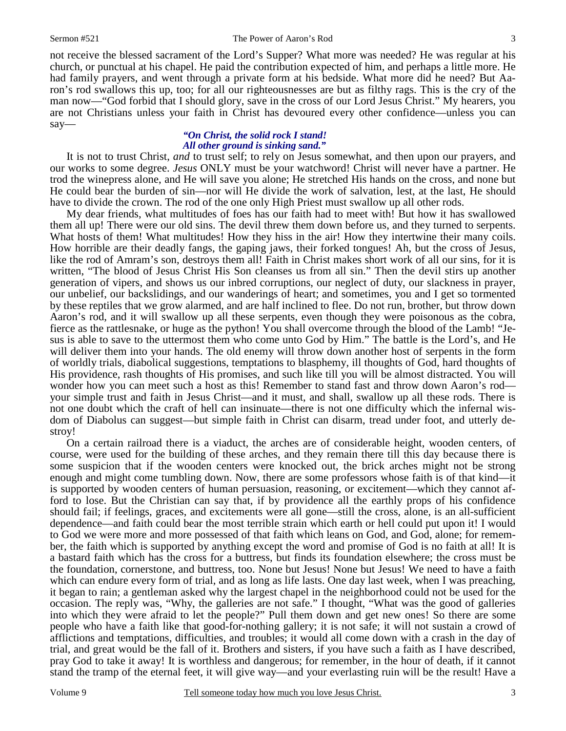not receive the blessed sacrament of the Lord's Supper? What more was needed? He was regular at his church, or punctual at his chapel. He paid the contribution expected of him, and perhaps a little more. He had family prayers, and went through a private form at his bedside. What more did he need? But Aaron's rod swallows this up, too; for all our righteousnesses are but as filthy rags. This is the cry of the man now—"God forbid that I should glory, save in the cross of our Lord Jesus Christ." My hearers, you are not Christians unless your faith in Christ has devoured every other confidence—unless you can say—

> ***"On Christ, the solid rock I stand!***
> ***All other ground is sinking sand."***

It is not to trust Christ, *and* to trust self; to rely on Jesus somewhat, and then upon our prayers, and our works to some degree. *Jesus* ONLY must be your watchword! Christ will never have a partner. He trod the winepress alone, and He will save you alone; He stretched His hands on the cross, and none but He could bear the burden of sin—nor will He divide the work of salvation, lest, at the last, He should have to divide the crown. The rod of the one only High Priest must swallow up all other rods.

My dear friends, what multitudes of foes has our faith had to meet with! But how it has swallowed them all up! There were our old sins. The devil threw them down before us, and they turned to serpents. What hosts of them! What multitudes! How they hiss in the air! How they intertwine their many coils. How horrible are their deadly fangs, the gaping jaws, their forked tongues! Ah, but the cross of Jesus, like the rod of Amram's son, destroys them all! Faith in Christ makes short work of all our sins, for it is written, "The blood of Jesus Christ His Son cleanses us from all sin." Then the devil stirs up another generation of vipers, and shows us our inbred corruptions, our neglect of duty, our slackness in prayer, our unbelief, our backslidings, and our wanderings of heart; and sometimes, you and I get so tormented by these reptiles that we grow alarmed, and are half inclined to flee. Do not run, brother, but throw down Aaron's rod, and it will swallow up all these serpents, even though they were poisonous as the cobra, fierce as the rattlesnake, or huge as the python! You shall overcome through the blood of the Lamb! "Jesus is able to save to the uttermost them who come unto God by Him." The battle is the Lord's, and He will deliver them into your hands. The old enemy will throw down another host of serpents in the form of worldly trials, diabolical suggestions, temptations to blasphemy, ill thoughts of God, hard thoughts of His providence, rash thoughts of His promises, and such like till you will be almost distracted. You will wonder how you can meet such a host as this! Remember to stand fast and throw down Aaron's rod—your simple trust and faith in Jesus Christ—and it must, and shall, swallow up all these rods. There is not one doubt which the craft of hell can insinuate—there is not one difficulty which the infernal wisdom of Diabolus can suggest—but simple faith in Christ can disarm, tread under foot, and utterly destroy!

On a certain railroad there is a viaduct, the arches are of considerable height, wooden centers, of course, were used for the building of these arches, and they remain there till this day because there is some suspicion that if the wooden centers were knocked out, the brick arches might not be strong enough and might come tumbling down. Now, there are some professors whose faith is of that kind—it is supported by wooden centers of human persuasion, reasoning, or excitement—which they cannot afford to lose. But the Christian can say that, if by providence all the earthly props of his confidence should fail; if feelings, graces, and excitements were all gone—still the cross, alone, is an all-sufficient dependence—and faith could bear the most terrible strain which earth or hell could put upon it! I would to God we were more and more possessed of that faith which leans on God, and God, alone; for remember, the faith which is supported by anything except the word and promise of God is no faith at all! It is a bastard faith which has the cross for a buttress, but finds its foundation elsewhere; the cross must be the foundation, cornerstone, and buttress, too. None but Jesus! None but Jesus! We need to have a faith which can endure every form of trial, and as long as life lasts. One day last week, when I was preaching, it began to rain; a gentleman asked why the largest chapel in the neighborhood could not be used for the occasion. The reply was, "Why, the galleries are not safe." I thought, "What was the good of galleries into which they were afraid to let the people?" Pull them down and get new ones! So there are some people who have a faith like that good-for-nothing gallery; it is not safe; it will not sustain a crowd of afflictions and temptations, difficulties, and troubles; it would all come down with a crash in the day of trial, and great would be the fall of it. Brothers and sisters, if you have such a faith as I have described, pray God to take it away! It is worthless and dangerous; for remember, in the hour of death, if it cannot stand the tramp of the eternal feet, it will give way—and your everlasting ruin will be the result! Have a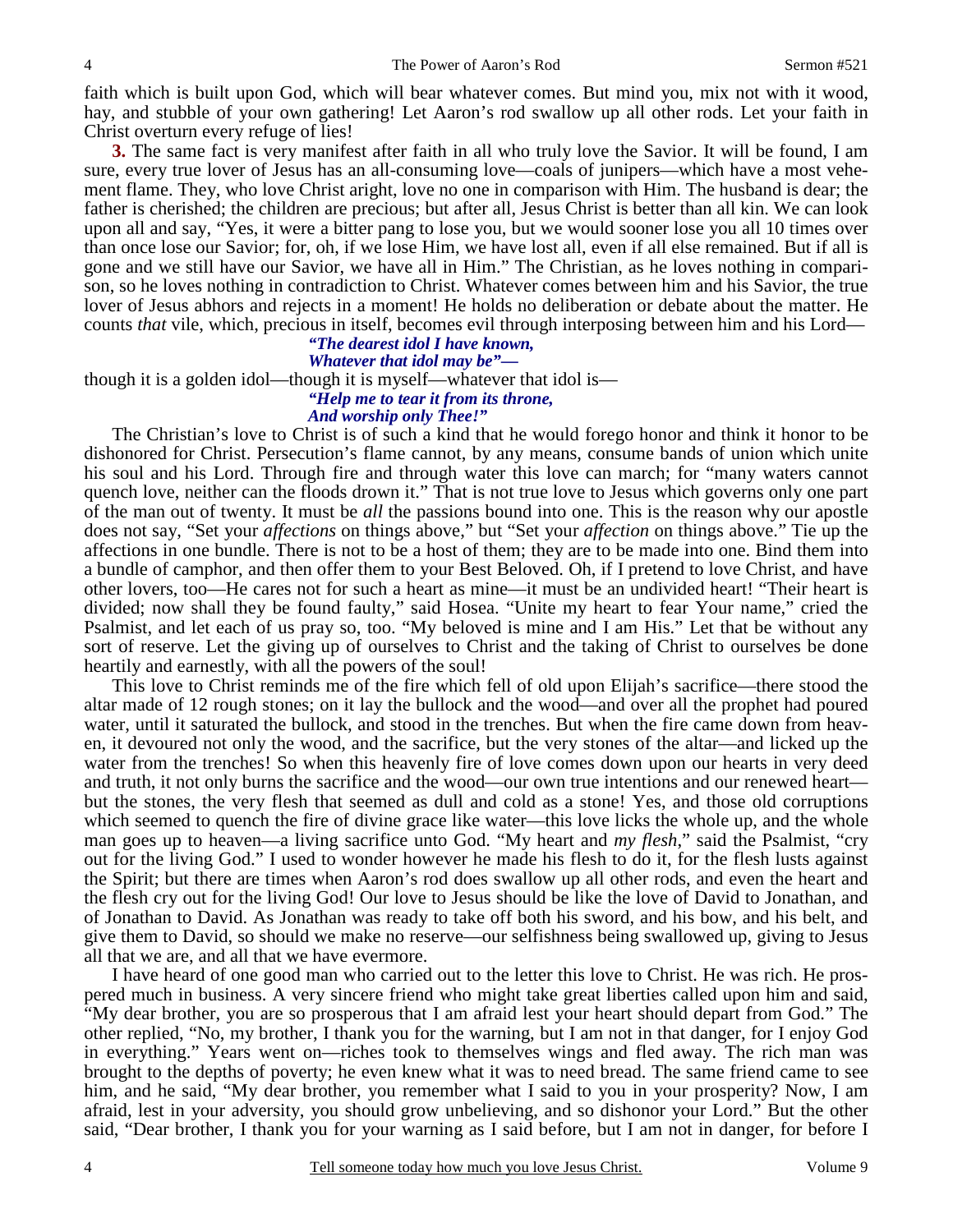faith which is built upon God, which will bear whatever comes. But mind you, mix not with it wood, hay, and stubble of your own gathering! Let Aaron's rod swallow up all other rods. Let your faith in Christ overturn every refuge of lies!

**3.** The same fact is very manifest after faith in all who truly love the Savior. It will be found, I am sure, every true lover of Jesus has an all-consuming love—coals of junipers—which have a most vehement flame. They, who love Christ aright, love no one in comparison with Him. The husband is dear; the father is cherished; the children are precious; but after all, Jesus Christ is better than all kin. We can look upon all and say, "Yes, it were a bitter pang to lose you, but we would sooner lose you all 10 times over than once lose our Savior; for, oh, if we lose Him, we have lost all, even if all else remained. But if all is gone and we still have our Savior, we have all in Him." The Christian, as he loves nothing in comparison, so he loves nothing in contradiction to Christ. Whatever comes between him and his Savior, the true lover of Jesus abhors and rejects in a moment! He holds no deliberation or debate about the matter. He counts *that* vile, which, precious in itself, becomes evil through interposing between him and his Lord—

> ***"The dearest idol I have known,***
> ***Whatever that idol may be"—***

though it is a golden idol—though it is myself—whatever that idol is—

> ***"Help me to tear it from its throne,***
> ***And worship only Thee!"***

The Christian's love to Christ is of such a kind that he would forego honor and think it honor to be dishonored for Christ. Persecution's flame cannot, by any means, consume bands of union which unite his soul and his Lord. Through fire and through water this love can march; for "many waters cannot quench love, neither can the floods drown it." That is not true love to Jesus which governs only one part of the man out of twenty. It must be *all* the passions bound into one. This is the reason why our apostle does not say, "Set your *affections* on things above," but "Set your *affection* on things above." Tie up the affections in one bundle. There is not to be a host of them; they are to be made into one. Bind them into a bundle of camphor, and then offer them to your Best Beloved. Oh, if I pretend to love Christ, and have other lovers, too—He cares not for such a heart as mine—it must be an undivided heart! "Their heart is divided; now shall they be found faulty," said Hosea. "Unite my heart to fear Your name," cried the Psalmist, and let each of us pray so, too. "My beloved is mine and I am His." Let that be without any sort of reserve. Let the giving up of ourselves to Christ and the taking of Christ to ourselves be done heartily and earnestly, with all the powers of the soul!

This love to Christ reminds me of the fire which fell of old upon Elijah's sacrifice—there stood the altar made of 12 rough stones; on it lay the bullock and the wood—and over all the prophet had poured water, until it saturated the bullock, and stood in the trenches. But when the fire came down from heaven, it devoured not only the wood, and the sacrifice, but the very stones of the altar—and licked up the water from the trenches! So when this heavenly fire of love comes down upon our hearts in very deed and truth, it not only burns the sacrifice and the wood—our own true intentions and our renewed heart—but the stones, the very flesh that seemed as dull and cold as a stone! Yes, and those old corruptions which seemed to quench the fire of divine grace like water—this love licks the whole up, and the whole man goes up to heaven—a living sacrifice unto God. "My heart and *my flesh*," said the Psalmist, "cry out for the living God." I used to wonder however he made his flesh to do it, for the flesh lusts against the Spirit; but there are times when Aaron's rod does swallow up all other rods, and even the heart and the flesh cry out for the living God! Our love to Jesus should be like the love of David to Jonathan, and of Jonathan to David. As Jonathan was ready to take off both his sword, and his bow, and his belt, and give them to David, so should we make no reserve—our selfishness being swallowed up, giving to Jesus all that we are, and all that we have evermore.

I have heard of one good man who carried out to the letter this love to Christ. He was rich. He prospered much in business. A very sincere friend who might take great liberties called upon him and said, "My dear brother, you are so prosperous that I am afraid lest your heart should depart from God." The other replied, "No, my brother, I thank you for the warning, but I am not in that danger, for I enjoy God in everything." Years went on—riches took to themselves wings and fled away. The rich man was brought to the depths of poverty; he even knew what it was to need bread. The same friend came to see him, and he said, "My dear brother, you remember what I said to you in your prosperity? Now, I am afraid, lest in your adversity, you should grow unbelieving, and so dishonor your Lord." But the other said, "Dear brother, I thank you for your warning as I said before, but I am not in danger, for before I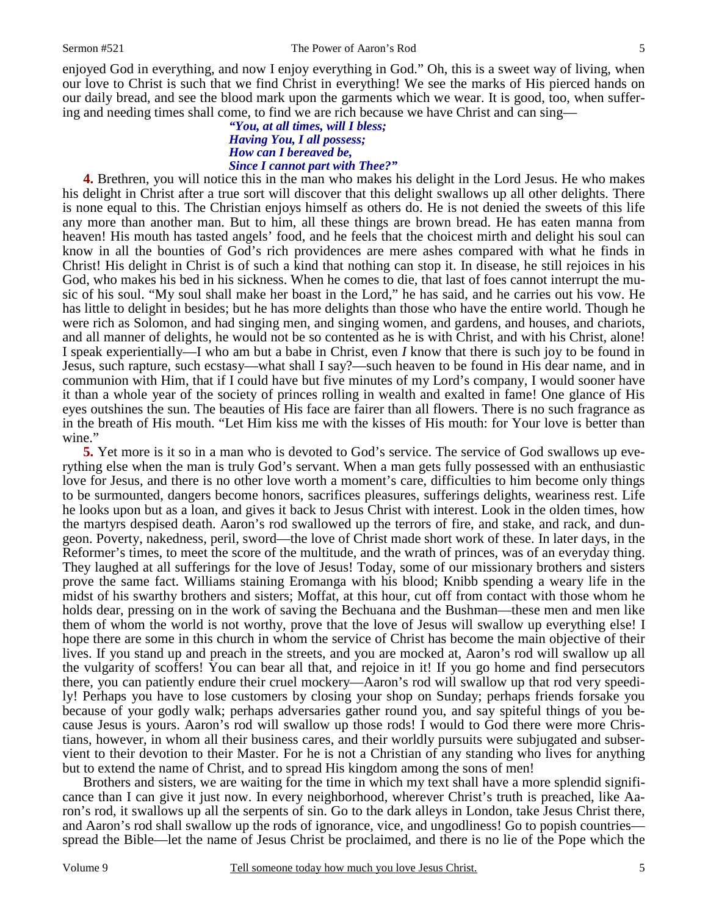enjoyed God in everything, and now I enjoy everything in God." Oh, this is a sweet way of living, when our love to Christ is such that we find Christ in everything! We see the marks of His pierced hands on our daily bread, and see the blood mark upon the garments which we wear. It is good, too, when suffering and needing times shall come, to find we are rich because we have Christ and can sing—

> ***"You, at all times, will I bless;***
> ***Having You, I all possess;***
> ***How can I bereaved be,***
> ***Since I cannot part with Thee?"***

**4.** Brethren, you will notice this in the man who makes his delight in the Lord Jesus. He who makes his delight in Christ after a true sort will discover that this delight swallows up all other delights. There is none equal to this. The Christian enjoys himself as others do. He is not denied the sweets of this life any more than another man. But to him, all these things are brown bread. He has eaten manna from heaven! His mouth has tasted angels' food, and he feels that the choicest mirth and delight his soul can know in all the bounties of God's rich providences are mere ashes compared with what he finds in Christ! His delight in Christ is of such a kind that nothing can stop it. In disease, he still rejoices in his God, who makes his bed in his sickness. When he comes to die, that last of foes cannot interrupt the music of his soul. "My soul shall make her boast in the Lord," he has said, and he carries out his vow. He has little to delight in besides; but he has more delights than those who have the entire world. Though he were rich as Solomon, and had singing men, and singing women, and gardens, and houses, and chariots, and all manner of delights, he would not be so contented as he is with Christ, and with his Christ, alone! I speak experientially—I who am but a babe in Christ, even *I* know that there is such joy to be found in Jesus, such rapture, such ecstasy—what shall I say?—such heaven to be found in His dear name, and in communion with Him, that if I could have but five minutes of my Lord's company, I would sooner have it than a whole year of the society of princes rolling in wealth and exalted in fame! One glance of His eyes outshines the sun. The beauties of His face are fairer than all flowers. There is no such fragrance as in the breath of His mouth. "Let Him kiss me with the kisses of His mouth: for Your love is better than wine."

**5.** Yet more is it so in a man who is devoted to God's service. The service of God swallows up everything else when the man is truly God's servant. When a man gets fully possessed with an enthusiastic love for Jesus, and there is no other love worth a moment's care, difficulties to him become only things to be surmounted, dangers become honors, sacrifices pleasures, sufferings delights, weariness rest. Life he looks upon but as a loan, and gives it back to Jesus Christ with interest. Look in the olden times, how the martyrs despised death. Aaron's rod swallowed up the terrors of fire, and stake, and rack, and dungeon. Poverty, nakedness, peril, sword—the love of Christ made short work of these. In later days, in the Reformer's times, to meet the score of the multitude, and the wrath of princes, was of an everyday thing. They laughed at all sufferings for the love of Jesus! Today, some of our missionary brothers and sisters prove the same fact. Williams staining Eromanga with his blood; Knibb spending a weary life in the midst of his swarthy brothers and sisters; Moffat, at this hour, cut off from contact with those whom he holds dear, pressing on in the work of saving the Bechuana and the Bushman—these men and men like them of whom the world is not worthy, prove that the love of Jesus will swallow up everything else! I hope there are some in this church in whom the service of Christ has become the main objective of their lives. If you stand up and preach in the streets, and you are mocked at, Aaron's rod will swallow up all the vulgarity of scoffers! You can bear all that, and rejoice in it! If you go home and find persecutors there, you can patiently endure their cruel mockery—Aaron's rod will swallow up that rod very speedily! Perhaps you have to lose customers by closing your shop on Sunday; perhaps friends forsake you because of your godly walk; perhaps adversaries gather round you, and say spiteful things of you because Jesus is yours. Aaron's rod will swallow up those rods! I would to God there were more Christians, however, in whom all their business cares, and their worldly pursuits were subjugated and subservient to their devotion to their Master. For he is not a Christian of any standing who lives for anything but to extend the name of Christ, and to spread His kingdom among the sons of men!

Brothers and sisters, we are waiting for the time in which my text shall have a more splendid significance than I can give it just now. In every neighborhood, wherever Christ's truth is preached, like Aaron's rod, it swallows up all the serpents of sin. Go to the dark alleys in London, take Jesus Christ there, and Aaron's rod shall swallow up the rods of ignorance, vice, and ungodliness! Go to popish countries—spread the Bible—let the name of Jesus Christ be proclaimed, and there is no lie of the Pope which the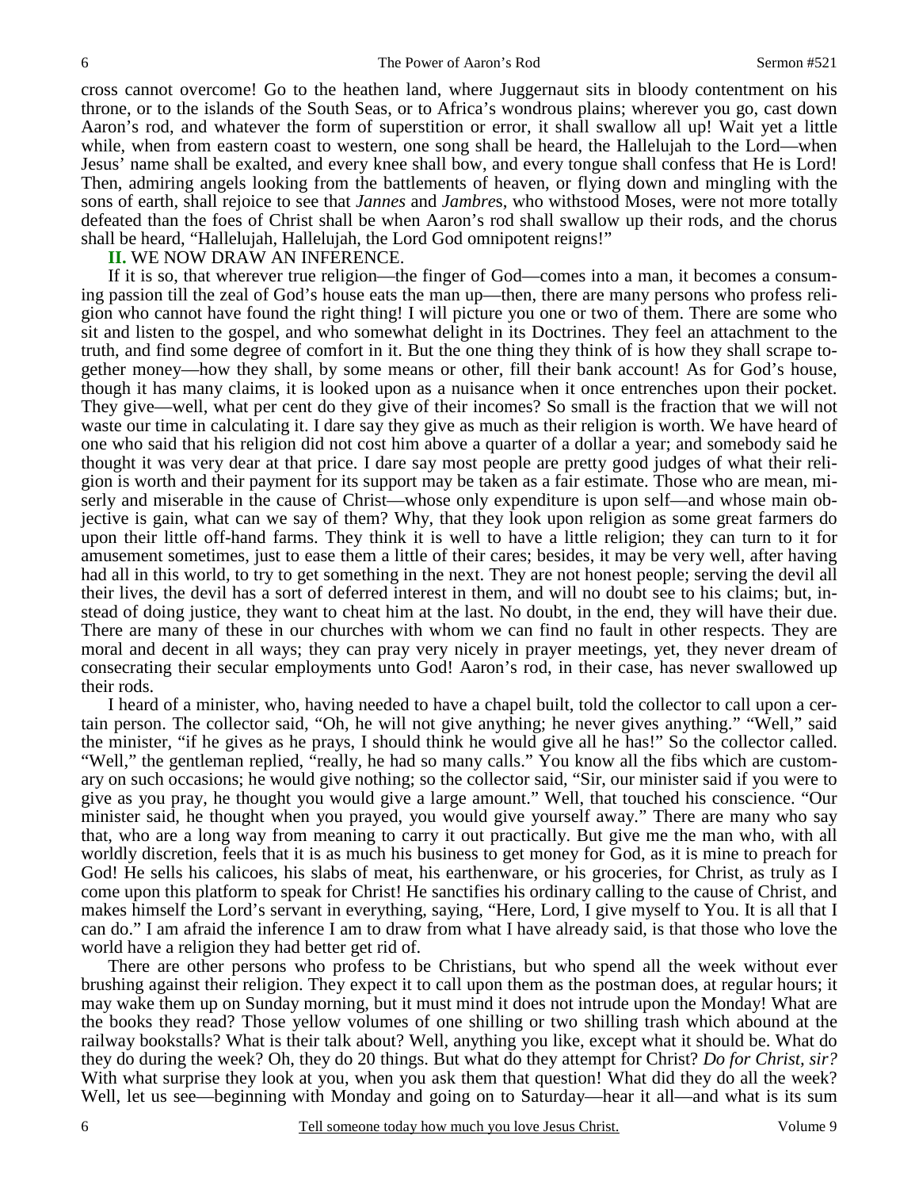cross cannot overcome! Go to the heathen land, where Juggernaut sits in bloody contentment on his throne, or to the islands of the South Seas, or to Africa's wondrous plains; wherever you go, cast down Aaron's rod, and whatever the form of superstition or error, it shall swallow all up! Wait yet a little while, when from eastern coast to western, one song shall be heard, the Hallelujah to the Lord—when Jesus' name shall be exalted, and every knee shall bow, and every tongue shall confess that He is Lord! Then, admiring angels looking from the battlements of heaven, or flying down and mingling with the sons of earth, shall rejoice to see that *Jannes* and *Jambre*s, who withstood Moses, were not more totally defeated than the foes of Christ shall be when Aaron's rod shall swallow up their rods, and the chorus shall be heard, "Hallelujah, Hallelujah, the Lord God omnipotent reigns!"

**II.** WE NOW DRAW AN INFERENCE.

If it is so, that wherever true religion—the finger of God—comes into a man, it becomes a consuming passion till the zeal of God's house eats the man up—then, there are many persons who profess religion who cannot have found the right thing! I will picture you one or two of them. There are some who sit and listen to the gospel, and who somewhat delight in its Doctrines. They feel an attachment to the truth, and find some degree of comfort in it. But the one thing they think of is how they shall scrape together money—how they shall, by some means or other, fill their bank account! As for God's house, though it has many claims, it is looked upon as a nuisance when it once entrenches upon their pocket. They give—well, what per cent do they give of their incomes? So small is the fraction that we will not waste our time in calculating it. I dare say they give as much as their religion is worth. We have heard of one who said that his religion did not cost him above a quarter of a dollar a year; and somebody said he thought it was very dear at that price. I dare say most people are pretty good judges of what their religion is worth and their payment for its support may be taken as a fair estimate. Those who are mean, miserly and miserable in the cause of Christ—whose only expenditure is upon self—and whose main objective is gain, what can we say of them? Why, that they look upon religion as some great farmers do upon their little off-hand farms. They think it is well to have a little religion; they can turn to it for amusement sometimes, just to ease them a little of their cares; besides, it may be very well, after having had all in this world, to try to get something in the next. They are not honest people; serving the devil all their lives, the devil has a sort of deferred interest in them, and will no doubt see to his claims; but, instead of doing justice, they want to cheat him at the last. No doubt, in the end, they will have their due. There are many of these in our churches with whom we can find no fault in other respects. They are moral and decent in all ways; they can pray very nicely in prayer meetings, yet, they never dream of consecrating their secular employments unto God! Aaron's rod, in their case, has never swallowed up their rods.

I heard of a minister, who, having needed to have a chapel built, told the collector to call upon a certain person. The collector said, "Oh, he will not give anything; he never gives anything." "Well," said the minister, "if he gives as he prays, I should think he would give all he has!" So the collector called. "Well," the gentleman replied, "really, he had so many calls." You know all the fibs which are customary on such occasions; he would give nothing; so the collector said, "Sir, our minister said if you were to give as you pray, he thought you would give a large amount." Well, that touched his conscience. "Our minister said, he thought when you prayed, you would give yourself away." There are many who say that, who are a long way from meaning to carry it out practically. But give me the man who, with all worldly discretion, feels that it is as much his business to get money for God, as it is mine to preach for God! He sells his calicoes, his slabs of meat, his earthenware, or his groceries, for Christ, as truly as I come upon this platform to speak for Christ! He sanctifies his ordinary calling to the cause of Christ, and makes himself the Lord's servant in everything, saying, "Here, Lord, I give myself to You. It is all that I can do." I am afraid the inference I am to draw from what I have already said, is that those who love the world have a religion they had better get rid of.

There are other persons who profess to be Christians, but who spend all the week without ever brushing against their religion. They expect it to call upon them as the postman does, at regular hours; it may wake them up on Sunday morning, but it must mind it does not intrude upon the Monday! What are the books they read? Those yellow volumes of one shilling or two shilling trash which abound at the railway bookstalls? What is their talk about? Well, anything you like, except what it should be. What do they do during the week? Oh, they do 20 things. But what do they attempt for Christ? *Do for Christ, sir?* With what surprise they look at you, when you ask them that question! What did they do all the week? Well, let us see—beginning with Monday and going on to Saturday—hear it all—and what is its sum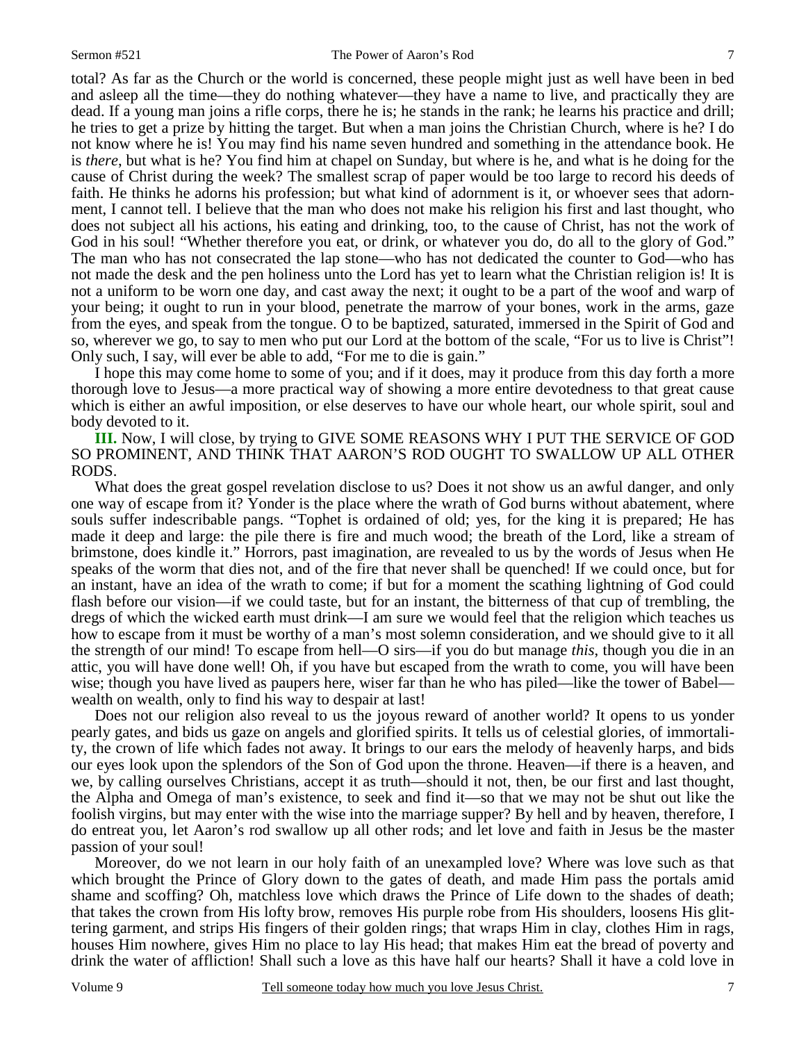total? As far as the Church or the world is concerned, these people might just as well have been in bed and asleep all the time—they do nothing whatever—they have a name to live, and practically they are dead. If a young man joins a rifle corps, there he is; he stands in the rank; he learns his practice and drill; he tries to get a prize by hitting the target. But when a man joins the Christian Church, where is he? I do not know where he is! You may find his name seven hundred and something in the attendance book. He is *there*, but what is he? You find him at chapel on Sunday, but where is he, and what is he doing for the cause of Christ during the week? The smallest scrap of paper would be too large to record his deeds of faith. He thinks he adorns his profession; but what kind of adornment is it, or whoever sees that adornment, I cannot tell. I believe that the man who does not make his religion his first and last thought, who does not subject all his actions, his eating and drinking, too, to the cause of Christ, has not the work of God in his soul! "Whether therefore you eat, or drink, or whatever you do, do all to the glory of God." The man who has not consecrated the lap stone—who has not dedicated the counter to God—who has not made the desk and the pen holiness unto the Lord has yet to learn what the Christian religion is! It is not a uniform to be worn one day, and cast away the next; it ought to be a part of the woof and warp of your being; it ought to run in your blood, penetrate the marrow of your bones, work in the arms, gaze from the eyes, and speak from the tongue. O to be baptized, saturated, immersed in the Spirit of God and so, wherever we go, to say to men who put our Lord at the bottom of the scale, "For us to live is Christ"! Only such, I say, will ever be able to add, "For me to die is gain."

I hope this may come home to some of you; and if it does, may it produce from this day forth a more thorough love to Jesus—a more practical way of showing a more entire devotedness to that great cause which is either an awful imposition, or else deserves to have our whole heart, our whole spirit, soul and body devoted to it.

**III.** Now, I will close, by trying to GIVE SOME REASONS WHY I PUT THE SERVICE OF GOD SO PROMINENT, AND THINK THAT AARON'S ROD OUGHT TO SWALLOW UP ALL OTHER RODS.

What does the great gospel revelation disclose to us? Does it not show us an awful danger, and only one way of escape from it? Yonder is the place where the wrath of God burns without abatement, where souls suffer indescribable pangs. "Tophet is ordained of old; yes, for the king it is prepared; He has made it deep and large: the pile there is fire and much wood; the breath of the Lord, like a stream of brimstone, does kindle it." Horrors, past imagination, are revealed to us by the words of Jesus when He speaks of the worm that dies not, and of the fire that never shall be quenched! If we could once, but for an instant, have an idea of the wrath to come; if but for a moment the scathing lightning of God could flash before our vision—if we could taste, but for an instant, the bitterness of that cup of trembling, the dregs of which the wicked earth must drink—I am sure we would feel that the religion which teaches us how to escape from it must be worthy of a man's most solemn consideration, and we should give to it all the strength of our mind! To escape from hell—O sirs—if you do but manage *this*, though you die in an attic, you will have done well! Oh, if you have but escaped from the wrath to come, you will have been wise; though you have lived as paupers here, wiser far than he who has piled—like the tower of Babel—wealth on wealth, only to find his way to despair at last!

Does not our religion also reveal to us the joyous reward of another world? It opens to us yonder pearly gates, and bids us gaze on angels and glorified spirits. It tells us of celestial glories, of immortality, the crown of life which fades not away. It brings to our ears the melody of heavenly harps, and bids our eyes look upon the splendors of the Son of God upon the throne. Heaven—if there is a heaven, and we, by calling ourselves Christians, accept it as truth—should it not, then, be our first and last thought, the Alpha and Omega of man's existence, to seek and find it—so that we may not be shut out like the foolish virgins, but may enter with the wise into the marriage supper? By hell and by heaven, therefore, I do entreat you, let Aaron's rod swallow up all other rods; and let love and faith in Jesus be the master passion of your soul!

Moreover, do we not learn in our holy faith of an unexampled love? Where was love such as that which brought the Prince of Glory down to the gates of death, and made Him pass the portals amid shame and scoffing? Oh, matchless love which draws the Prince of Life down to the shades of death; that takes the crown from His lofty brow, removes His purple robe from His shoulders, loosens His glittering garment, and strips His fingers of their golden rings; that wraps Him in clay, clothes Him in rags, houses Him nowhere, gives Him no place to lay His head; that makes Him eat the bread of poverty and drink the water of affliction! Shall such a love as this have half our hearts? Shall it have a cold love in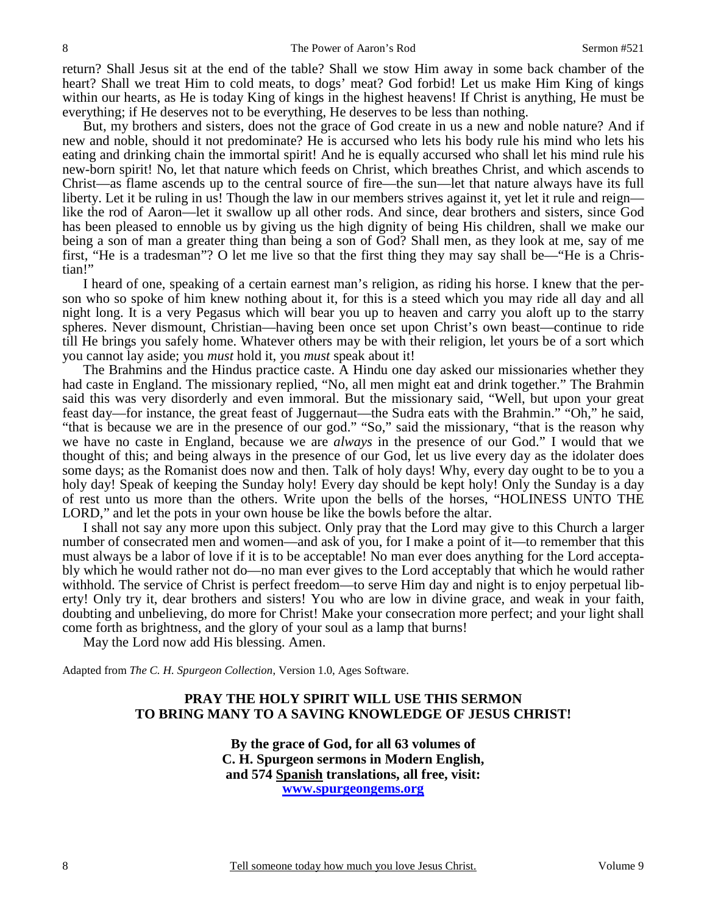return? Shall Jesus sit at the end of the table? Shall we stow Him away in some back chamber of the heart? Shall we treat Him to cold meats, to dogs' meat? God forbid! Let us make Him King of kings within our hearts, as He is today King of kings in the highest heavens! If Christ is anything, He must be everything; if He deserves not to be everything, He deserves to be less than nothing.

But, my brothers and sisters, does not the grace of God create in us a new and noble nature? And if new and noble, should it not predominate? He is accursed who lets his body rule his mind who lets his eating and drinking chain the immortal spirit! And he is equally accursed who shall let his mind rule his new-born spirit! No, let that nature which feeds on Christ, which breathes Christ, and which ascends to Christ—as flame ascends up to the central source of fire—the sun—let that nature always have its full liberty. Let it be ruling in us! Though the law in our members strives against it, yet let it rule and reign—like the rod of Aaron—let it swallow up all other rods. And since, dear brothers and sisters, since God has been pleased to ennoble us by giving us the high dignity of being His children, shall we make our being a son of man a greater thing than being a son of God? Shall men, as they look at me, say of me first, "He is a tradesman"? O let me live so that the first thing they may say shall be—"He is a Christian!"

I heard of one, speaking of a certain earnest man's religion, as riding his horse. I knew that the person who so spoke of him knew nothing about it, for this is a steed which you may ride all day and all night long. It is a very Pegasus which will bear you up to heaven and carry you aloft up to the starry spheres. Never dismount, Christian—having been once set upon Christ's own beast—continue to ride till He brings you safely home. Whatever others may be with their religion, let yours be of a sort which you cannot lay aside; you *must* hold it, you *must* speak about it!

The Brahmins and the Hindus practice caste. A Hindu one day asked our missionaries whether they had caste in England. The missionary replied, "No, all men might eat and drink together." The Brahmin said this was very disorderly and even immoral. But the missionary said, "Well, but upon your great feast day—for instance, the great feast of Juggernaut—the Sudra eats with the Brahmin." "Oh," he said, "that is because we are in the presence of our god." "So," said the missionary, "that is the reason why we have no caste in England, because we are *always* in the presence of our God." I would that we thought of this; and being always in the presence of our God, let us live every day as the idolater does some days; as the Romanist does now and then. Talk of holy days! Why, every day ought to be to you a holy day! Speak of keeping the Sunday holy! Every day should be kept holy! Only the Sunday is a day of rest unto us more than the others. Write upon the bells of the horses, "HOLINESS UNTO THE LORD," and let the pots in your own house be like the bowls before the altar.

I shall not say any more upon this subject. Only pray that the Lord may give to this Church a larger number of consecrated men and women—and ask of you, for I make a point of it—to remember that this must always be a labor of love if it is to be acceptable! No man ever does anything for the Lord acceptably which he would rather not do—no man ever gives to the Lord acceptably that which he would rather withhold. The service of Christ is perfect freedom—to serve Him day and night is to enjoy perpetual liberty! Only try it, dear brothers and sisters! You who are low in divine grace, and weak in your faith, doubting and unbelieving, do more for Christ! Make your consecration more perfect; and your light shall come forth as brightness, and the glory of your soul as a lamp that burns!

May the Lord now add His blessing. Amen.

Adapted from *The C. H. Spurgeon Collection*, Version 1.0, Ages Software.

**PRAY THE HOLY SPIRIT WILL USE THIS SERMON TO BRING MANY TO A SAVING KNOWLEDGE OF JESUS CHRIST!**

**By the grace of God, for all 63 volumes of C. H. Spurgeon sermons in Modern English, and 574 Spanish translations, all free, visit: www.spurgeongems.org**